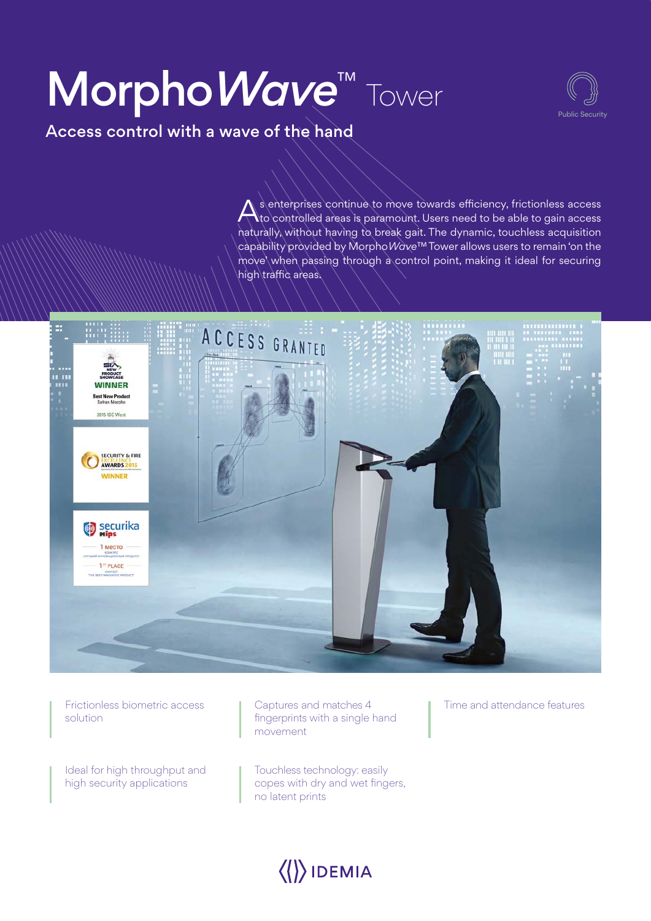# MorphoWave™ Tower

Public Security

## Access control with a wave of the hand

As enterprises continue to move towards efficiency, frictionless access to controlled areas is paramount. Users need to be able to gain access naturally, without having to break gait. The dynamic, touchless acquisition capability provided by MorphoWave™ Tower allows users to remain 'on the move' when passing through a control point, making it ideal for securing high traffic areas.

- Frictionless biometric access solution
- Captures and matches 4 fingerprints with a single hand movement
- Time and attendance features
- Ideal for high throughput and high security applications
- Touchless technology: easily copes with dry and wet fingers, no latent prints

IDEMIA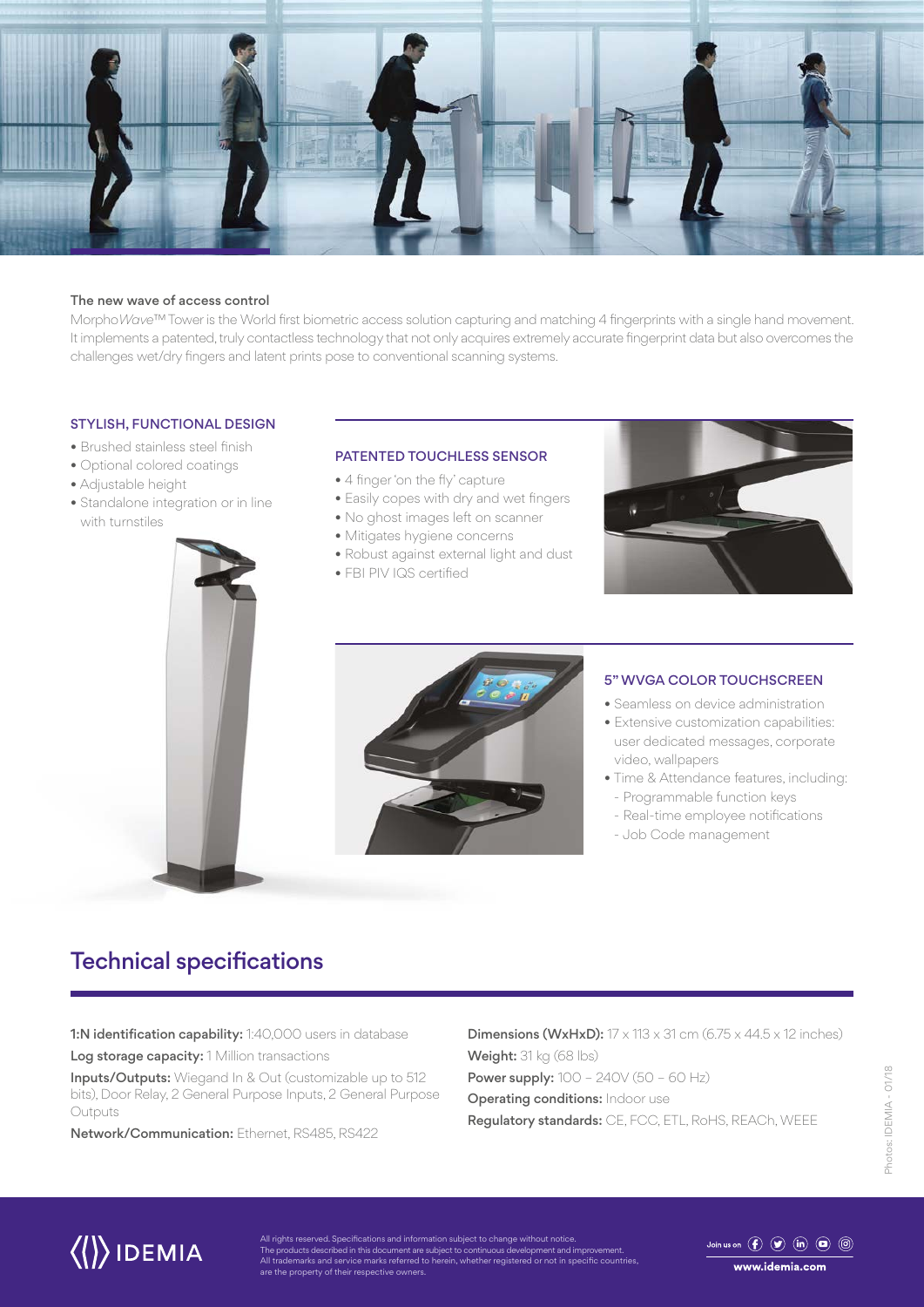### The new wave of access control

Morpho*Wave*™ Tower is the World first biometric access solution capturing and matching 4 fingerprints with a single hand movement. It implements a patented, truly contactless technology that not only acquires extremely accurate fingerprint data but also overcomes the challenges wet/dry fingers and latent prints pose to conventional scanning systems.

### STYLISH, FUNCTIONAL DESIGN

- Brushed stainless steel finish
- Optional colored coatings
- Adjustable height
- Standalone integration or in line with turnstiles

### PATENTED TOUCHLESS SENSOR

- 4 finger 'on the fly' capture
- Easily copes with dry and wet fingers
- No ghost images left on scanner
- Mitigates hygiene concerns
- Robust against external light and dust
- FBI PIV IQS certified

### 5" WVGA COLOR TOUCHSCREEN

- Seamless on device administration
- Extensive customization capabilities: user dedicated messages, corporate video, wallpapers
- Time & Attendance features, including:
  - Programmable function keys
  - Real-time employee notifications
  - Job Code management

## Technical specifications

**1:N identification capability:** 1:40,000 users in database

**Log storage capacity:** 1 Million transactions

**Inputs/Outputs:** Wiegand In & Out (customizable up to 512 bits), Door Relay, 2 General Purpose Inputs, 2 General Purpose Outputs

**Network/Communication:** Ethernet, RS485, RS422

**Dimensions (WxHxD):** 17 x 113 x 31 cm (6.75 x 44.5 x 12 inches)

**Weight:** 31 kg (68 lbs)

**Power supply:** 100 – 240V (50 – 60 Hz)

**Operating conditions:** Indoor use

**Regulatory standards:** CE, FCC, ETL, RoHS, REACh, WEEE

Photos: IDEMIA - 01/18

IDEMIA

All rights reserved. Specifications and information subject to change without notice.
The products described in this document are subject to continuous development and improvement.
All trademarks and service marks referred to herein, whether registered or not in specific countries, are the property of their respective owners.

Join us on

www.idemia.com